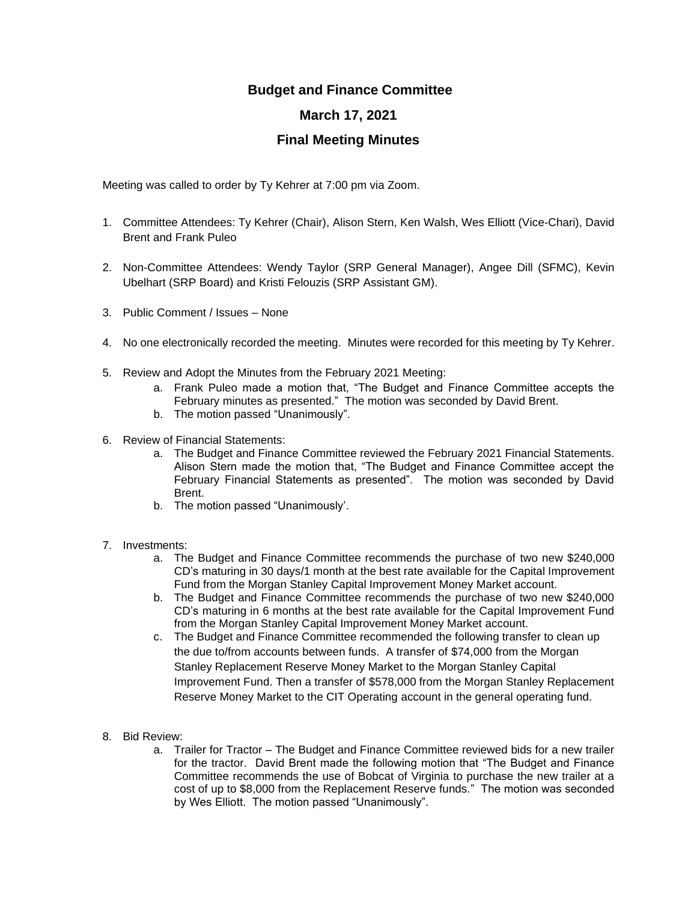# Budget and Finance Committee

## March 17, 2021

## Final Meeting Minutes

Meeting was called to order by Ty Kehrer at 7:00 pm via Zoom.

1. Committee Attendees: Ty Kehrer (Chair), Alison Stern, Ken Walsh, Wes Elliott (Vice-Chari), David Brent and Frank Puleo

2. Non-Committee Attendees: Wendy Taylor (SRP General Manager), Angee Dill (SFMC), Kevin Ubelhart (SRP Board) and Kristi Felouzis (SRP Assistant GM).

3. Public Comment / Issues – None

4. No one electronically recorded the meeting. Minutes were recorded for this meeting by Ty Kehrer.

5. Review and Adopt the Minutes from the February 2021 Meeting:
   a. Frank Puleo made a motion that, "The Budget and Finance Committee accepts the February minutes as presented." The motion was seconded by David Brent.
   b. The motion passed "Unanimously".

6. Review of Financial Statements:
   a. The Budget and Finance Committee reviewed the February 2021 Financial Statements. Alison Stern made the motion that, "The Budget and Finance Committee accept the February Financial Statements as presented". The motion was seconded by David Brent.
   b. The motion passed "Unanimously'.

7. Investments:
   a. The Budget and Finance Committee recommends the purchase of two new $240,000 CD's maturing in 30 days/1 month at the best rate available for the Capital Improvement Fund from the Morgan Stanley Capital Improvement Money Market account.
   b. The Budget and Finance Committee recommends the purchase of two new $240,000 CD's maturing in 6 months at the best rate available for the Capital Improvement Fund from the Morgan Stanley Capital Improvement Money Market account.
   c. The Budget and Finance Committee recommended the following transfer to clean up the due to/from accounts between funds. A transfer of $74,000 from the Morgan Stanley Replacement Reserve Money Market to the Morgan Stanley Capital Improvement Fund. Then a transfer of $578,000 from the Morgan Stanley Replacement Reserve Money Market to the CIT Operating account in the general operating fund.

8. Bid Review:
   a. Trailer for Tractor – The Budget and Finance Committee reviewed bids for a new trailer for the tractor. David Brent made the following motion that "The Budget and Finance Committee recommends the use of Bobcat of Virginia to purchase the new trailer at a cost of up to $8,000 from the Replacement Reserve funds." The motion was seconded by Wes Elliott. The motion passed "Unanimously".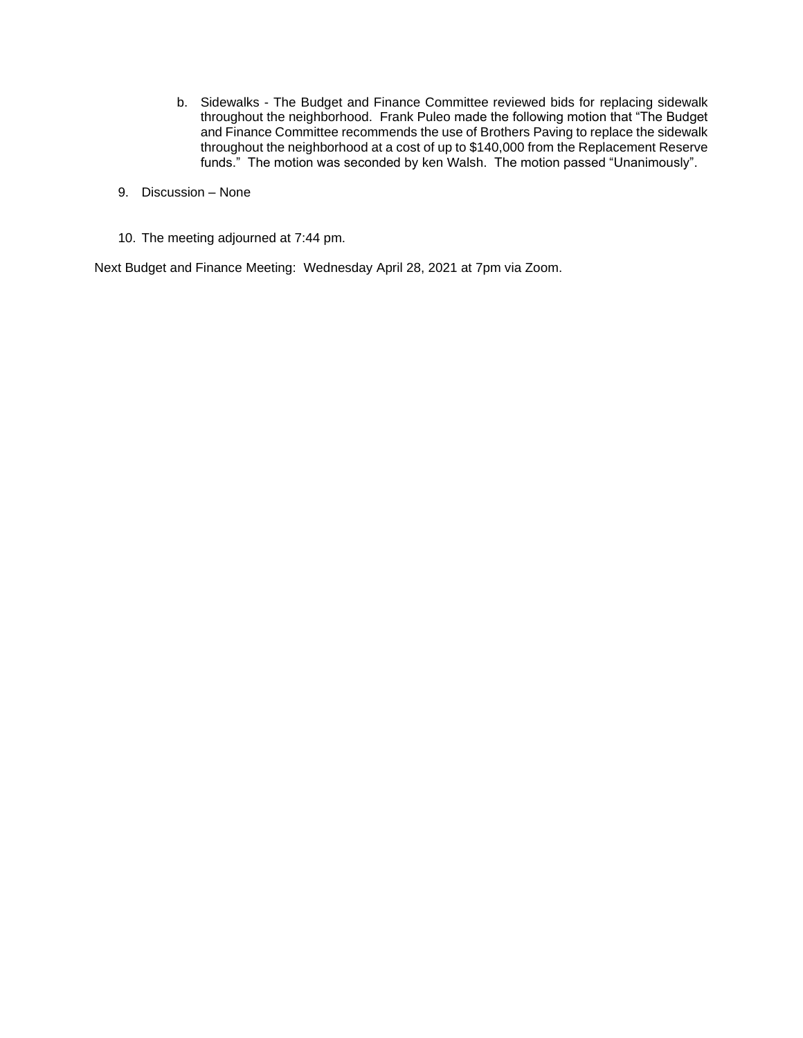b. Sidewalks - The Budget and Finance Committee reviewed bids for replacing sidewalk throughout the neighborhood. Frank Puleo made the following motion that "The Budget and Finance Committee recommends the use of Brothers Paving to replace the sidewalk throughout the neighborhood at a cost of up to $140,000 from the Replacement Reserve funds." The motion was seconded by ken Walsh. The motion passed "Unanimously".

9. Discussion – None

10. The meeting adjourned at 7:44 pm.

Next Budget and Finance Meeting: Wednesday April 28, 2021 at 7pm via Zoom.